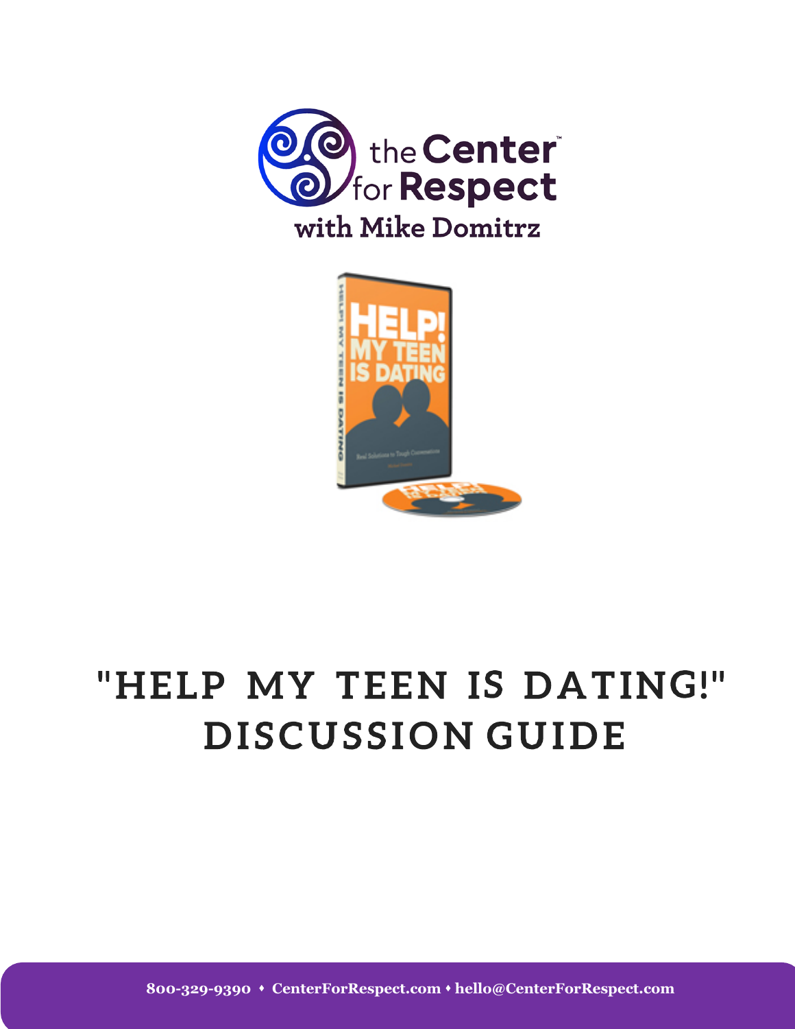the Center for Respect

with Mike Domitrz

# "HELP MY TEEN IS DATING!" DISCUSSION GUIDE

800-329-9390 • CenterForRespect.com • hello@CenterForRespect.com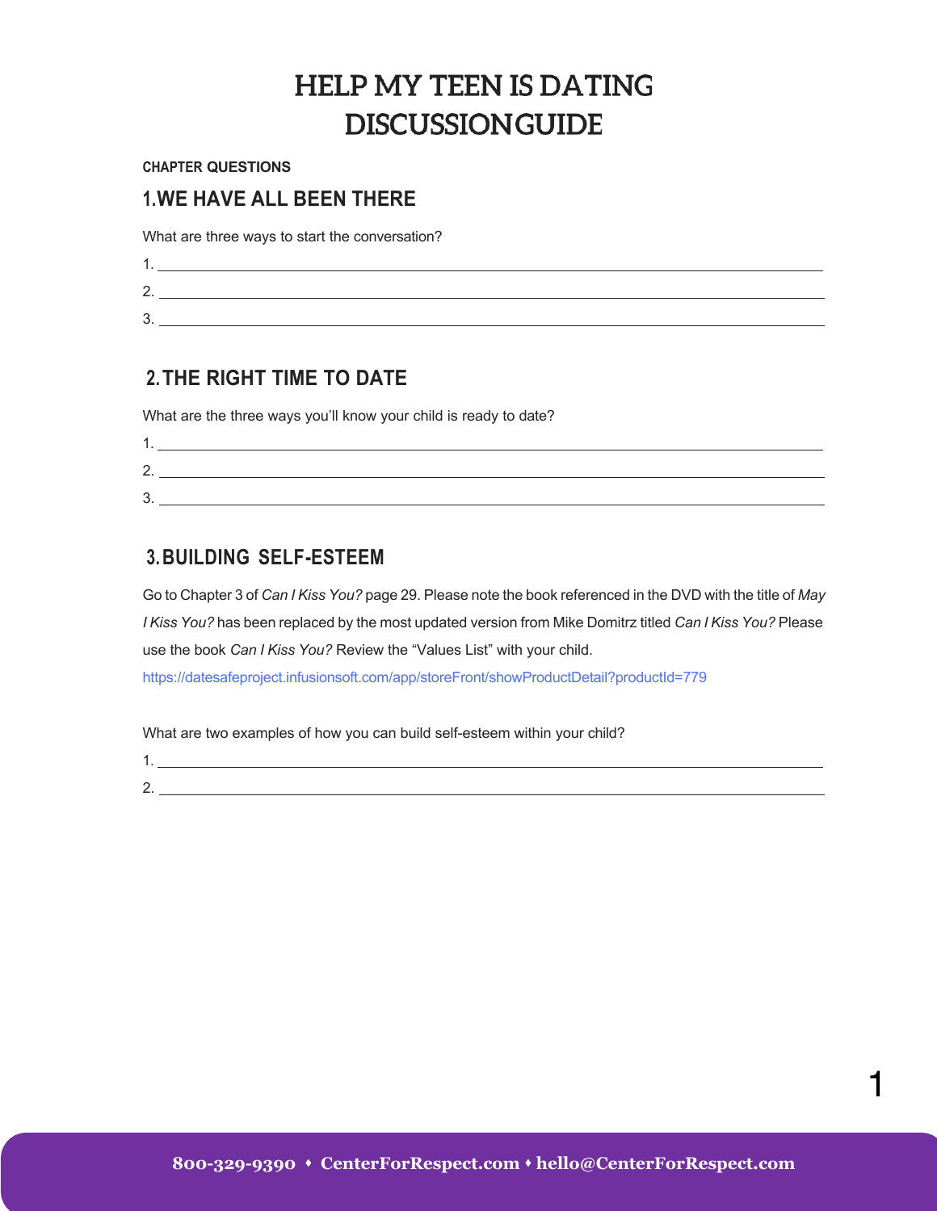# HELP MY TEEN IS DATING DISCUSSION GUIDE

**CHAPTER QUESTIONS**

## 1. WE HAVE ALL BEEN THERE

What are three ways to start the conversation?

1. ______________________________
2. ______________________________
3. ______________________________

## 2. THE RIGHT TIME TO DATE

What are the three ways you'll know your child is ready to date?

1. ______________________________
2. ______________________________
3. ______________________________

## 3. BUILDING SELF-ESTEEM

Go to Chapter 3 of *Can I Kiss You?* page 29. Please note the book referenced in the DVD with the title of *May I Kiss You?* has been replaced by the most updated version from Mike Domitrz titled *Can I Kiss You?* Please use the book *Can I Kiss You?* Review the "Values List" with your child.

https://datesafeproject.infusionsoft.com/app/storeFront/showProductDetail?productId=779

What are two examples of how you can build self-esteem within your child?

1. ______________________________
2. ______________________________

800-329-9390 • CenterForRespect.com • hello@CenterForRespect.com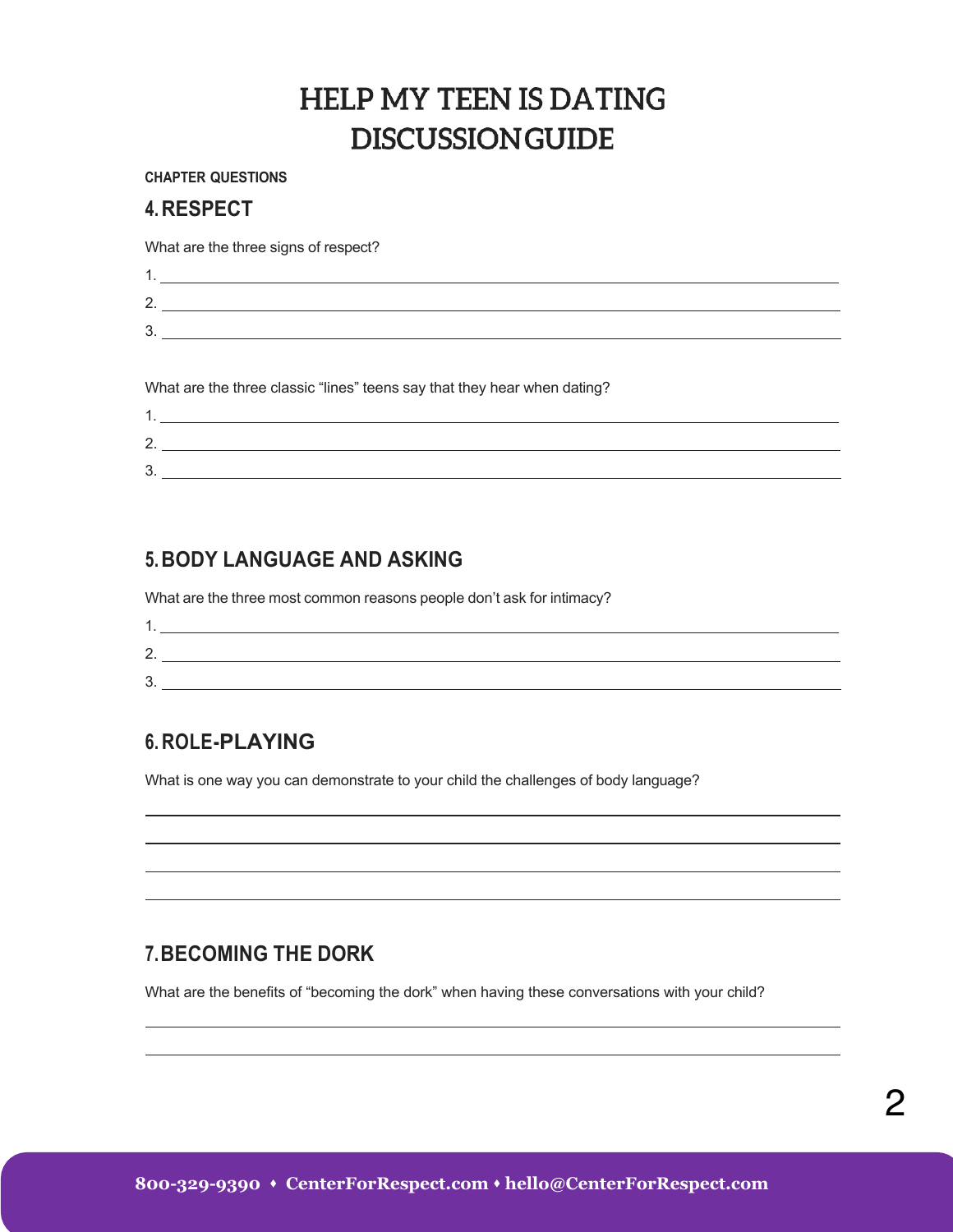# HELP MY TEEN IS DATING DISCUSSION GUIDE

**CHAPTER QUESTIONS**

## 4. RESPECT

What are the three signs of respect?

1. ______________________________
2. ______________________________
3. ______________________________

What are the three classic “lines” teens say that they hear when dating?

1. ______________________________
2. ______________________________
3. ______________________________

## 5. BODY LANGUAGE AND ASKING

What are the three most common reasons people don’t ask for intimacy?

1. ______________________________
2. ______________________________
3. ______________________________

## 6. ROLE-PLAYING

What is one way you can demonstrate to your child the challenges of body language?

______________________________

______________________________

______________________________

______________________________

## 7. BECOMING THE DORK

What are the benefits of “becoming the dork” when having these conversations with your child?

______________________________

______________________________

800-329-9390 ♦ CenterForRespect.com ♦ hello@CenterForRespect.com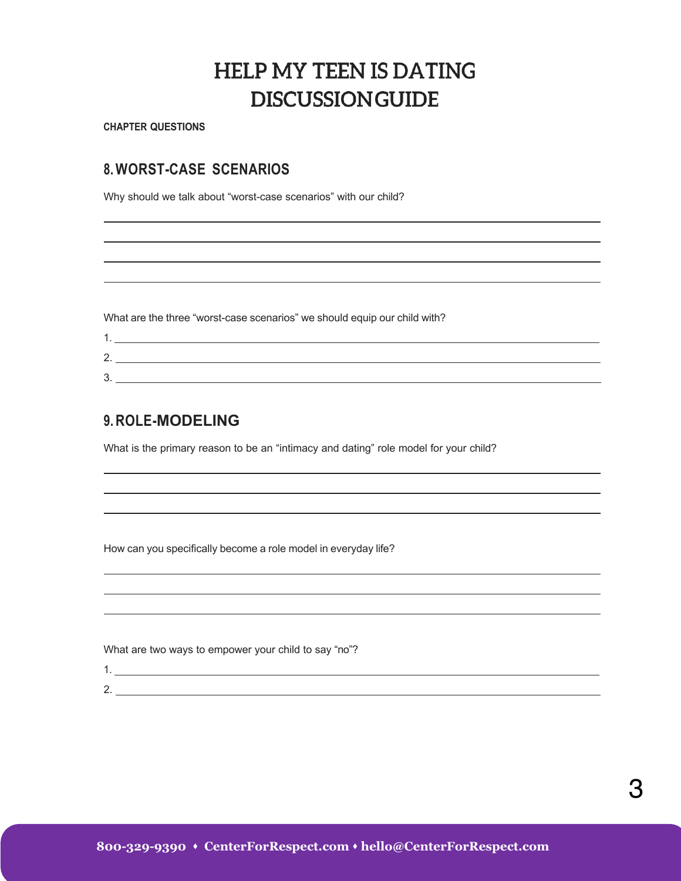# HELP MY TEEN IS DATING DISCUSSION GUIDE

**CHAPTER QUESTIONS**

## 8. WORST-CASE SCENARIOS

Why should we talk about “worst-case scenarios” with our child?

What are the three “worst-case scenarios” we should equip our child with?

1. 
2. 
3. 

## 9. ROLE-MODELING

What is the primary reason to be an “intimacy and dating” role model for your child?

How can you specifically become a role model in everyday life?

What are two ways to empower your child to say “no”?

1. 
2.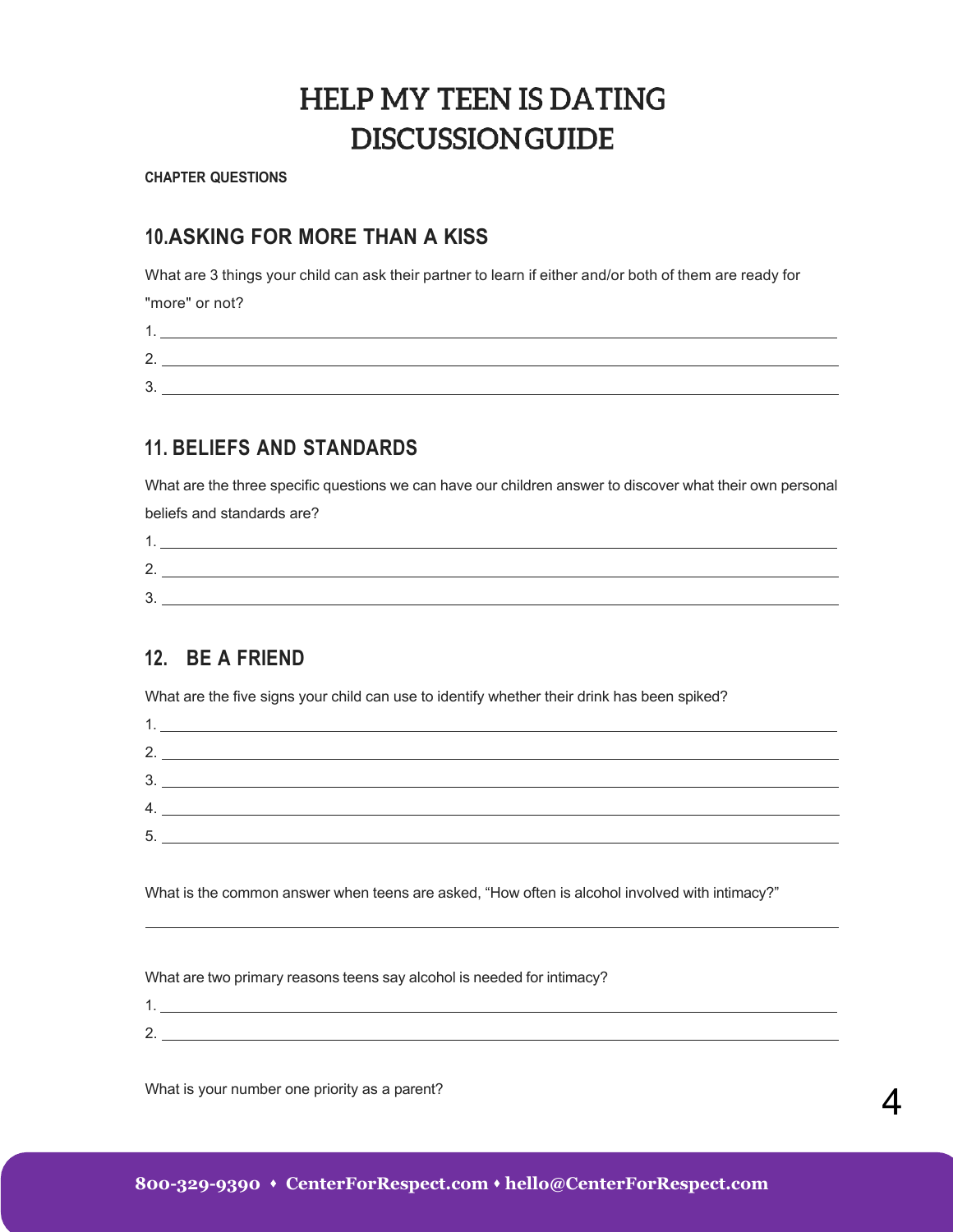# HELP MY TEEN IS DATING DISCUSSION GUIDE

**CHAPTER QUESTIONS**

## 10. ASKING FOR MORE THAN A KISS

What are 3 things your child can ask their partner to learn if either and/or both of them are ready for "more" or not?

1. ______________________________
2. ______________________________
3. ______________________________

## 11. BELIEFS AND STANDARDS

What are the three specific questions we can have our children answer to discover what their own personal beliefs and standards are?

1. ______________________________
2. ______________________________
3. ______________________________

## 12. BE A FRIEND

What are the five signs your child can use to identify whether their drink has been spiked?

1. ______________________________
2. ______________________________
3. ______________________________
4. ______________________________
5. ______________________________

What is the common answer when teens are asked, "How often is alcohol involved with intimacy?"

______________________________

What are two primary reasons teens say alcohol is needed for intimacy?

1. ______________________________
2. ______________________________

What is your number one priority as a parent?

**800-329-9390 • CenterForRespect.com • hello@CenterForRespect.com**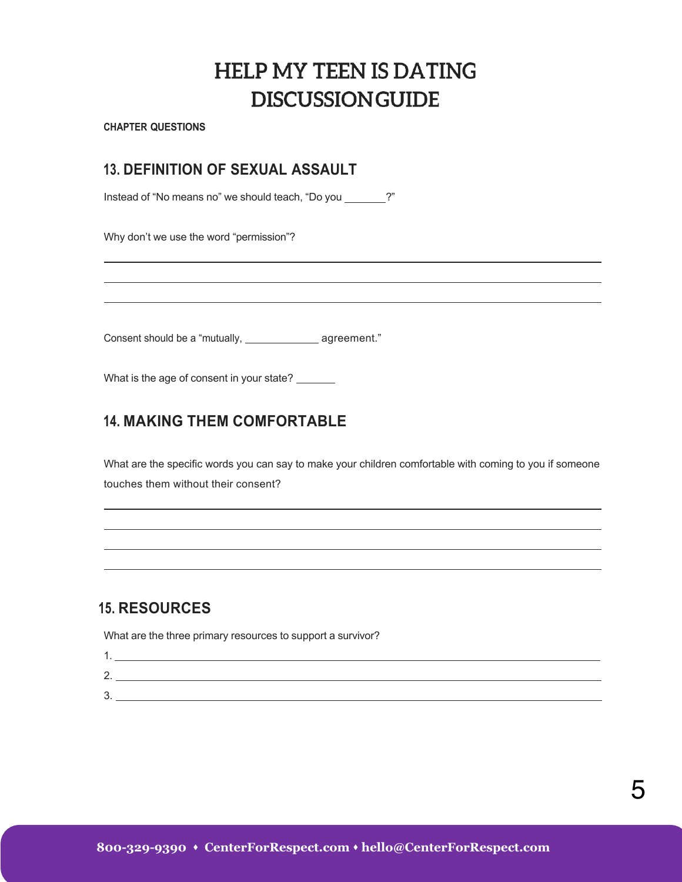# HELP MY TEEN IS DATING DISCUSSION GUIDE

**CHAPTER QUESTIONS**

## 13. DEFINITION OF SEXUAL ASSAULT

Instead of "No means no" we should teach, "Do you _______?"

Why don't we use the word "permission"?

______________________________________________________________________

______________________________________________________________________

______________________________________________________________________

Consent should be a "mutually, _____________ agreement."

What is the age of consent in your state? _______

## 14. MAKING THEM COMFORTABLE

What are the specific words you can say to make your children comfortable with coming to you if someone touches them without their consent?

______________________________________________________________________

______________________________________________________________________

______________________________________________________________________

______________________________________________________________________

## 15. RESOURCES

What are the three primary resources to support a survivor?

1. ____________________________________________________________________
2. ____________________________________________________________________
3. ____________________________________________________________________

**800-329-9390 ♦ CenterForRespect.com ♦ hello@CenterForRespect.com**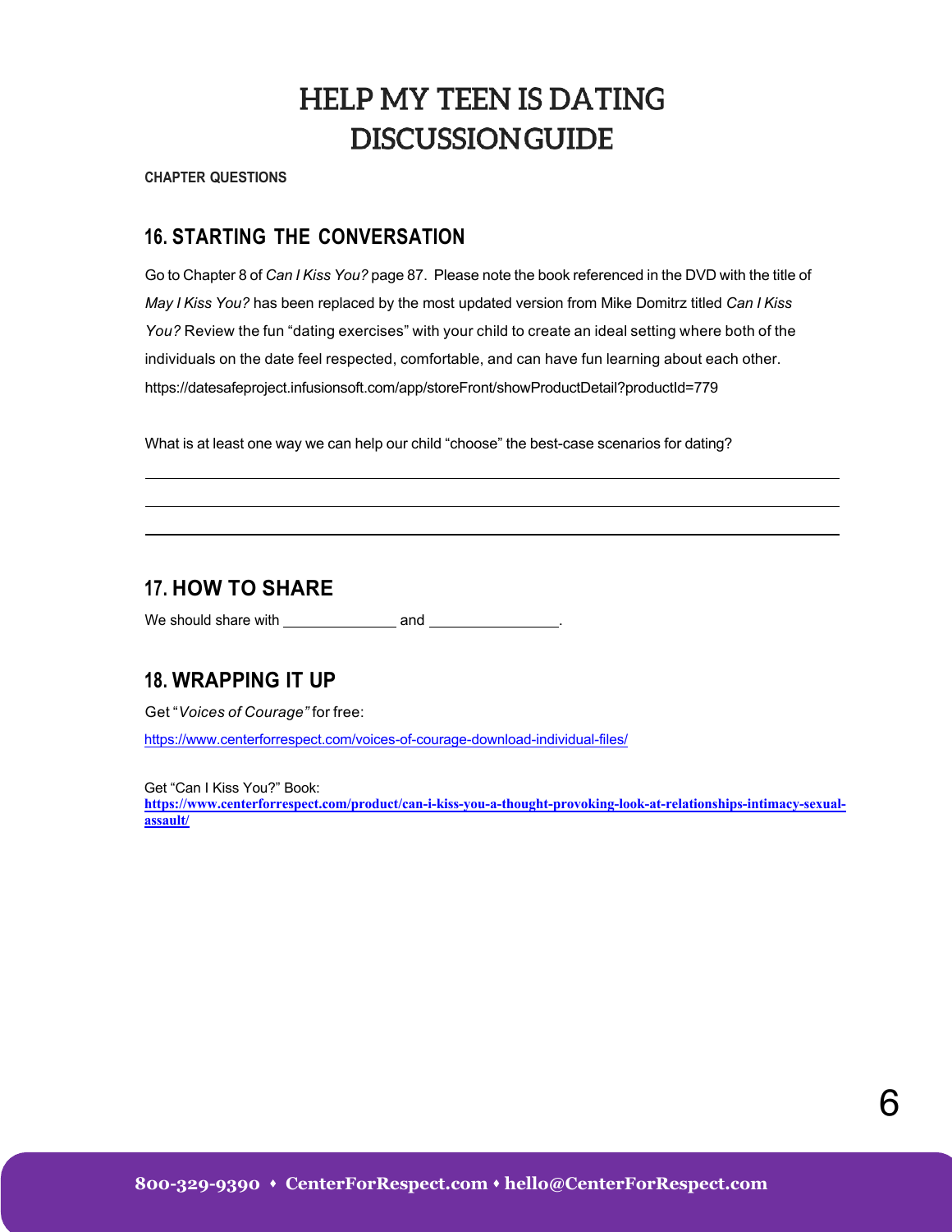# HELP MY TEEN IS DATING DISCUSSION GUIDE

**CHAPTER QUESTIONS**

## 16. STARTING THE CONVERSATION

Go to Chapter 8 of *Can I Kiss You?* page 87. Please note the book referenced in the DVD with the title of *May I Kiss You?* has been replaced by the most updated version from Mike Domitrz titled *Can I Kiss You?* Review the fun "dating exercises" with your child to create an ideal setting where both of the individuals on the date feel respected, comfortable, and can have fun learning about each other. https://datesafeproject.infusionsoft.com/app/storeFront/showProductDetail?productId=779

What is at least one way we can help our child "choose" the best-case scenarios for dating?

______________________________________________________________________

______________________________________________________________________

______________________________________________________________________

## 17. HOW TO SHARE

We should share with ______________ and ________________.

## 18. WRAPPING IT UP

Get "*Voices of Courage"* for free:

https://www.centerforrespect.com/voices-of-courage-download-individual-files/

Get "Can I Kiss You?" Book:
**https://www.centerforrespect.com/product/can-i-kiss-you-a-thought-provoking-look-at-relationships-intimacy-sexual-assault/**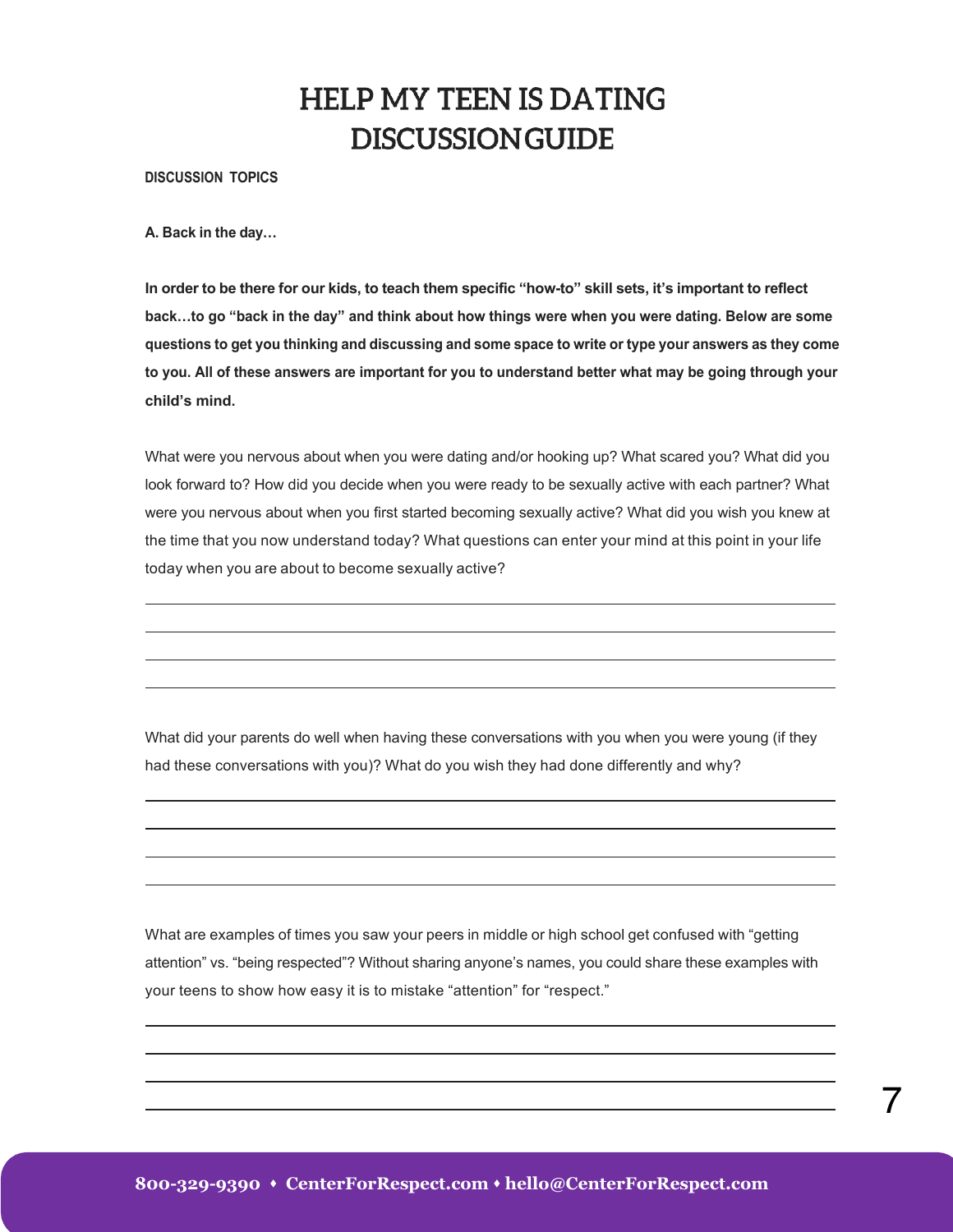# HELP MY TEEN IS DATING DISCUSSIONGUIDE

**DISCUSSION TOPICS**

**A. Back in the day…**

**In order to be there for our kids, to teach them specific "how-to" skill sets, it's important to reflect back…to go "back in the day" and think about how things were when you were dating. Below are some questions to get you thinking and discussing and some space to write or type your answers as they come to you. All of these answers are important for you to understand better what may be going through your child's mind.**

What were you nervous about when you were dating and/or hooking up? What scared you? What did you look forward to? How did you decide when you were ready to be sexually active with each partner? What were you nervous about when you first started becoming sexually active? What did you wish you knew at the time that you now understand today? What questions can enter your mind at this point in your life today when you are about to become sexually active?

---

---

---

---

What did your parents do well when having these conversations with you when you were young (if they had these conversations with you)? What do you wish they had done differently and why?

---

---

---

---

What are examples of times you saw your peers in middle or high school get confused with "getting attention" vs. "being respected"? Without sharing anyone's names, you could share these examples with your teens to show how easy it is to mistake "attention" for "respect."

---

---

---

---

800-329-9390 ♦ CenterForRespect.com ♦ hello@CenterForRespect.com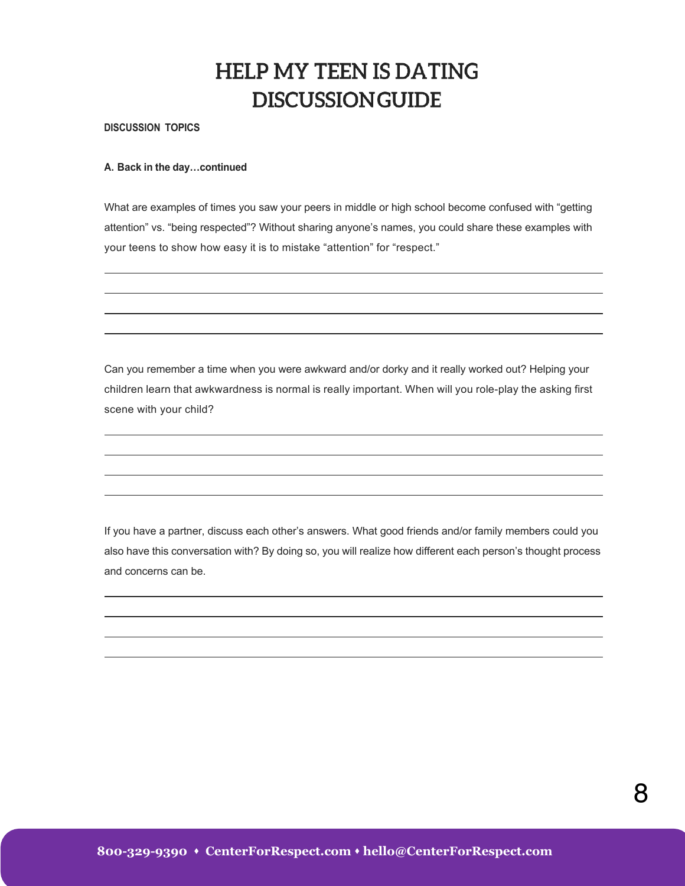# HELP MY TEEN IS DATING DISCUSSION GUIDE

**DISCUSSION TOPICS**

**A. Back in the day…continued**

What are examples of times you saw your peers in middle or high school become confused with “getting attention” vs. “being respected”? Without sharing anyone’s names, you could share these examples with your teens to show how easy it is to mistake “attention” for “respect.”

Can you remember a time when you were awkward and/or dorky and it really worked out? Helping your children learn that awkwardness is normal is really important. When will you role-play the asking first scene with your child?

If you have a partner, discuss each other’s answers. What good friends and/or family members could you also have this conversation with? By doing so, you will realize how different each person’s thought process and concerns can be.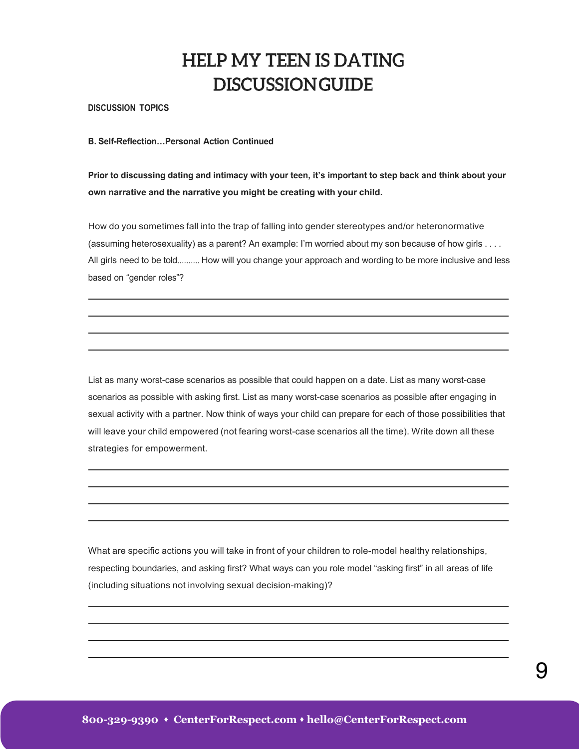# HELP MY TEEN IS DATING DISCUSSION GUIDE

**DISCUSSION TOPICS**

**B. Self-Reflection…Personal Action Continued**

**Prior to discussing dating and intimacy with your teen, it's important to step back and think about your own narrative and the narrative you might be creating with your child.**

How do you sometimes fall into the trap of falling into gender stereotypes and/or heteronormative (assuming heterosexuality) as a parent? An example: I'm worried about my son because of how girls . . . . All girls need to be told.......... How will you change your approach and wording to be more inclusive and less based on "gender roles"?

List as many worst-case scenarios as possible that could happen on a date. List as many worst-case scenarios as possible with asking first. List as many worst-case scenarios as possible after engaging in sexual activity with a partner. Now think of ways your child can prepare for each of those possibilities that will leave your child empowered (not fearing worst-case scenarios all the time). Write down all these strategies for empowerment.

What are specific actions you will take in front of your children to role-model healthy relationships, respecting boundaries, and asking first? What ways can you role model "asking first" in all areas of life (including situations not involving sexual decision-making)?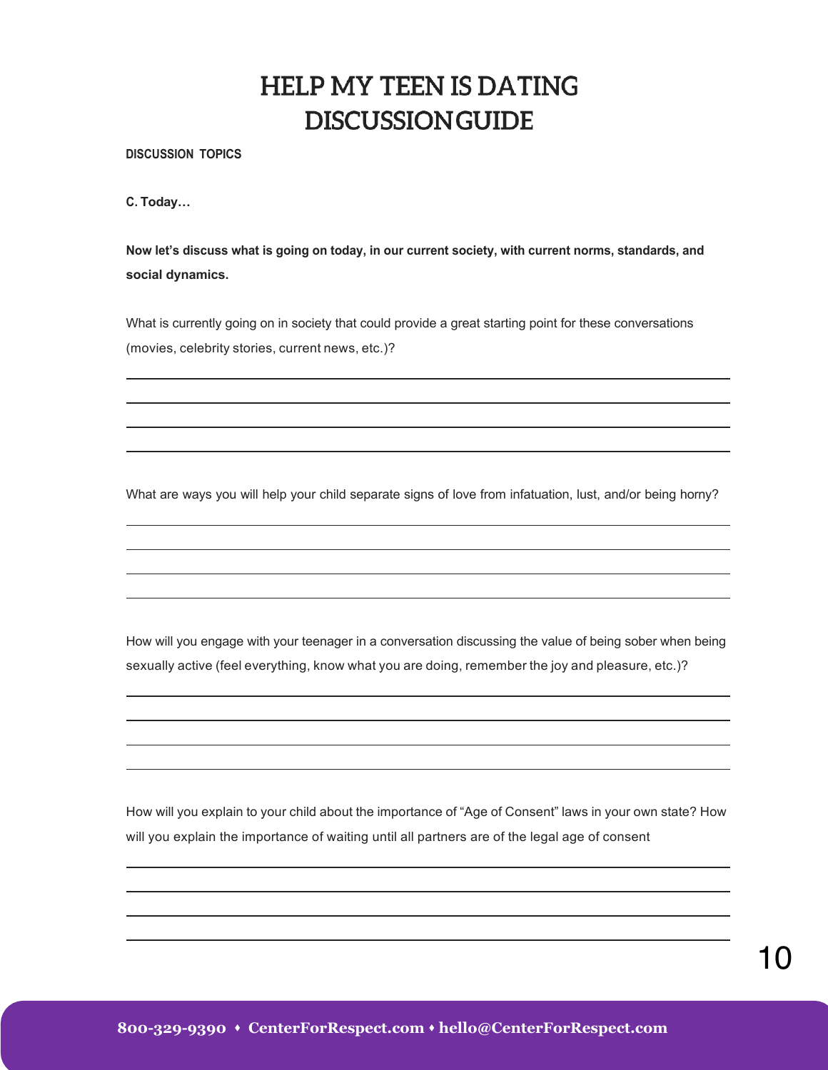# HELP MY TEEN IS DATING DISCUSSIONGUIDE

**DISCUSSION TOPICS**

**C. Today…**

**Now let's discuss what is going on today, in our current society, with current norms, standards, and social dynamics.**

What is currently going on in society that could provide a great starting point for these conversations (movies, celebrity stories, current news, etc.)?

What are ways you will help your child separate signs of love from infatuation, lust, and/or being horny?

How will you engage with your teenager in a conversation discussing the value of being sober when being sexually active (feel everything, know what you are doing, remember the joy and pleasure, etc.)?

How will you explain to your child about the importance of "Age of Consent" laws in your own state? How will you explain the importance of waiting until all partners are of the legal age of consent

800-329-9390 • CenterForRespect.com • hello@CenterForRespect.com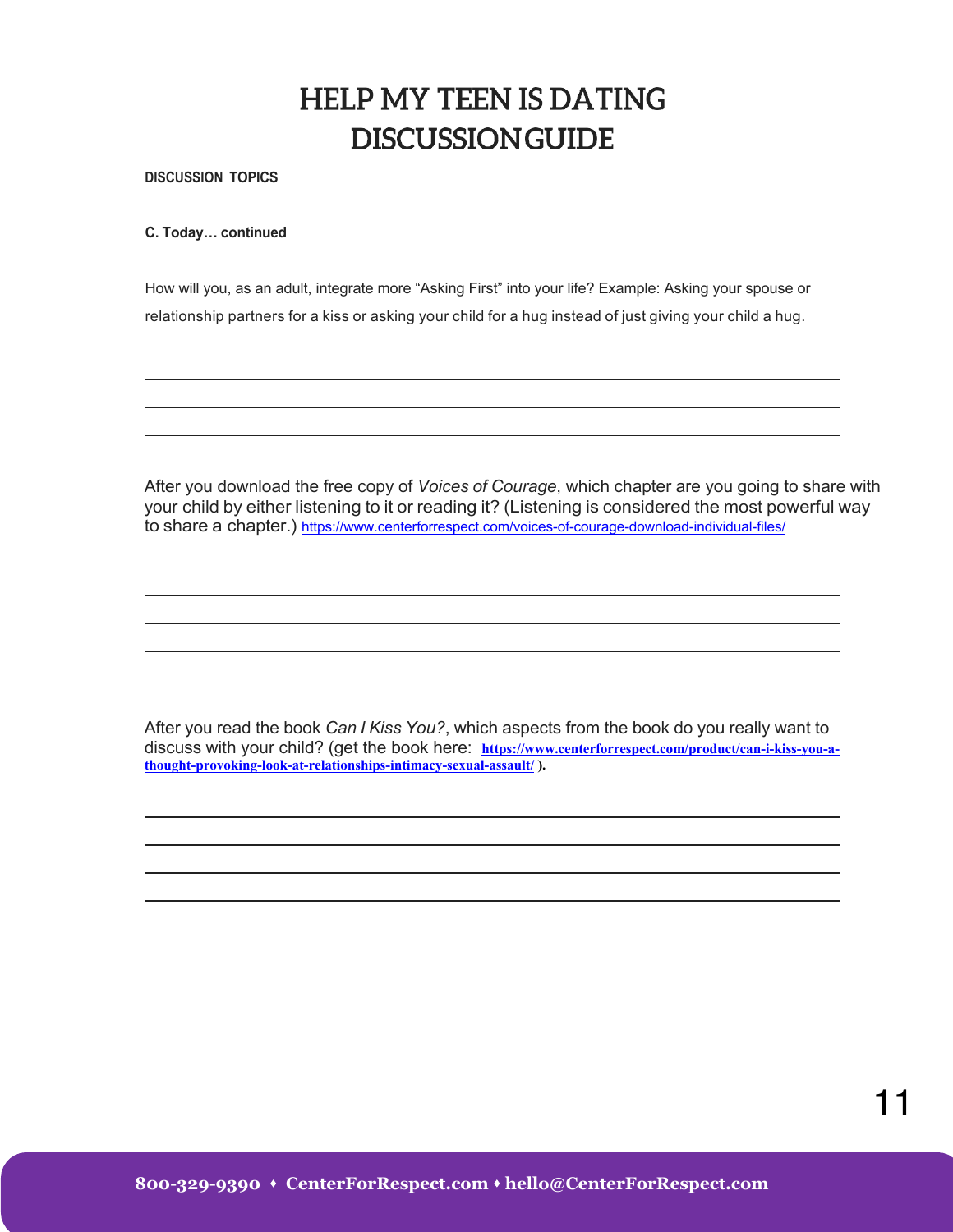# HELP MY TEEN IS DATING DISCUSSION GUIDE

**DISCUSSION TOPICS**

**C. Today… continued**

How will you, as an adult, integrate more “Asking First” into your life? Example: Asking your spouse or relationship partners for a kiss or asking your child for a hug instead of just giving your child a hug.

After you download the free copy of *Voices of Courage*, which chapter are you going to share with your child by either listening to it or reading it? (Listening is considered the most powerful way to share a chapter.) https://www.centerforrespect.com/voices-of-courage-download-individual-files/

After you read the book *Can I Kiss You?*, which aspects from the book do you really want to discuss with your child? (get the book here: **https://www.centerforrespect.com/product/can-i-kiss-you-a-thought-provoking-look-at-relationships-intimacy-sexual-assault/** ).

800-329-9390 • CenterForRespect.com • hello@CenterForRespect.com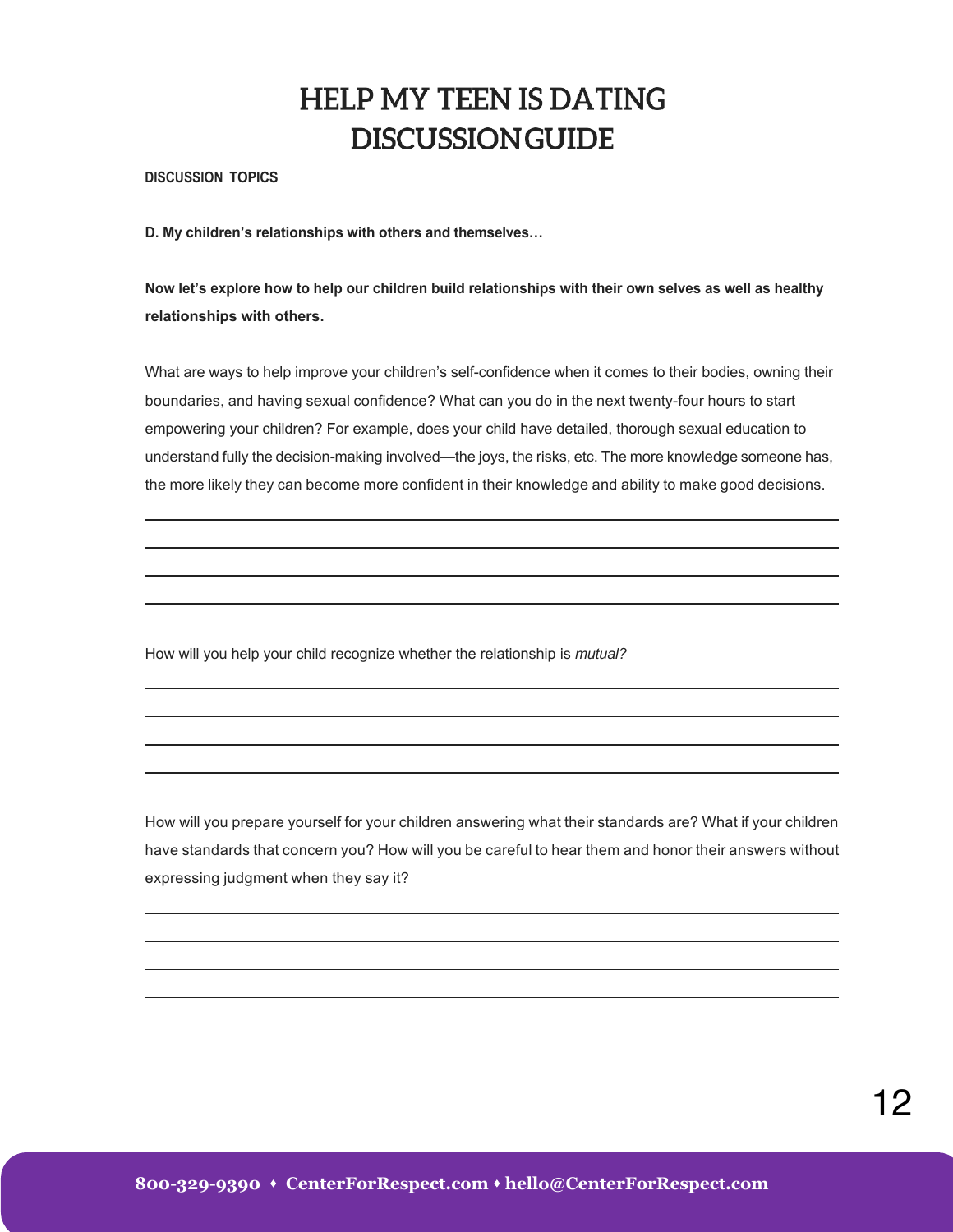# HELP MY TEEN IS DATING DISCUSSION GUIDE

**DISCUSSION TOPICS**

**D. My children's relationships with others and themselves…**

**Now let's explore how to help our children build relationships with their own selves as well as healthy relationships with others.**

What are ways to help improve your children's self-confidence when it comes to their bodies, owning their boundaries, and having sexual confidence? What can you do in the next twenty-four hours to start empowering your children? For example, does your child have detailed, thorough sexual education to understand fully the decision-making involved—the joys, the risks, etc. The more knowledge someone has, the more likely they can become more confident in their knowledge and ability to make good decisions.

\_\_\_\_\_\_\_\_\_\_\_\_\_\_\_\_\_\_\_\_\_\_\_\_\_\_\_\_\_\_\_\_\_\_\_\_\_\_\_\_\_\_\_\_\_\_\_\_\_\_\_\_\_\_\_\_\_\_\_\_

\_\_\_\_\_\_\_\_\_\_\_\_\_\_\_\_\_\_\_\_\_\_\_\_\_\_\_\_\_\_\_\_\_\_\_\_\_\_\_\_\_\_\_\_\_\_\_\_\_\_\_\_\_\_\_\_\_\_\_\_

\_\_\_\_\_\_\_\_\_\_\_\_\_\_\_\_\_\_\_\_\_\_\_\_\_\_\_\_\_\_\_\_\_\_\_\_\_\_\_\_\_\_\_\_\_\_\_\_\_\_\_\_\_\_\_\_\_\_\_\_

\_\_\_\_\_\_\_\_\_\_\_\_\_\_\_\_\_\_\_\_\_\_\_\_\_\_\_\_\_\_\_\_\_\_\_\_\_\_\_\_\_\_\_\_\_\_\_\_\_\_\_\_\_\_\_\_\_\_\_\_

How will you help your child recognize whether the relationship is *mutual?*

\_\_\_\_\_\_\_\_\_\_\_\_\_\_\_\_\_\_\_\_\_\_\_\_\_\_\_\_\_\_\_\_\_\_\_\_\_\_\_\_\_\_\_\_\_\_\_\_\_\_\_\_\_\_\_\_\_\_\_\_

\_\_\_\_\_\_\_\_\_\_\_\_\_\_\_\_\_\_\_\_\_\_\_\_\_\_\_\_\_\_\_\_\_\_\_\_\_\_\_\_\_\_\_\_\_\_\_\_\_\_\_\_\_\_\_\_\_\_\_\_

\_\_\_\_\_\_\_\_\_\_\_\_\_\_\_\_\_\_\_\_\_\_\_\_\_\_\_\_\_\_\_\_\_\_\_\_\_\_\_\_\_\_\_\_\_\_\_\_\_\_\_\_\_\_\_\_\_\_\_\_

\_\_\_\_\_\_\_\_\_\_\_\_\_\_\_\_\_\_\_\_\_\_\_\_\_\_\_\_\_\_\_\_\_\_\_\_\_\_\_\_\_\_\_\_\_\_\_\_\_\_\_\_\_\_\_\_\_\_\_\_

How will you prepare yourself for your children answering what their standards are? What if your children have standards that concern you? How will you be careful to hear them and honor their answers without expressing judgment when they say it?

\_\_\_\_\_\_\_\_\_\_\_\_\_\_\_\_\_\_\_\_\_\_\_\_\_\_\_\_\_\_\_\_\_\_\_\_\_\_\_\_\_\_\_\_\_\_\_\_\_\_\_\_\_\_\_\_\_\_\_\_

\_\_\_\_\_\_\_\_\_\_\_\_\_\_\_\_\_\_\_\_\_\_\_\_\_\_\_\_\_\_\_\_\_\_\_\_\_\_\_\_\_\_\_\_\_\_\_\_\_\_\_\_\_\_\_\_\_\_\_\_

\_\_\_\_\_\_\_\_\_\_\_\_\_\_\_\_\_\_\_\_\_\_\_\_\_\_\_\_\_\_\_\_\_\_\_\_\_\_\_\_\_\_\_\_\_\_\_\_\_\_\_\_\_\_\_\_\_\_\_\_

\_\_\_\_\_\_\_\_\_\_\_\_\_\_\_\_\_\_\_\_\_\_\_\_\_\_\_\_\_\_\_\_\_\_\_\_\_\_\_\_\_\_\_\_\_\_\_\_\_\_\_\_\_\_\_\_\_\_\_\_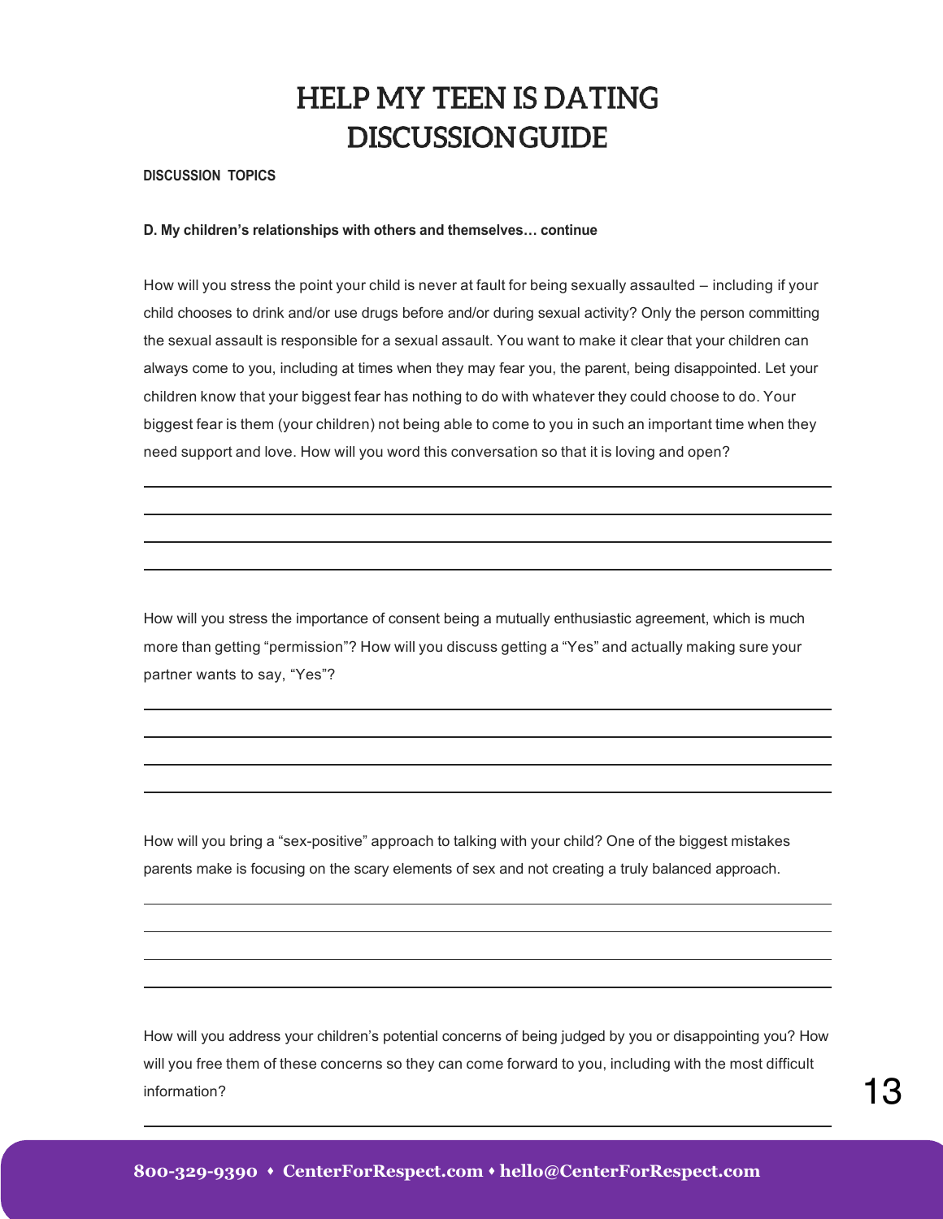# HELP MY TEEN IS DATING DISCUSSION GUIDE

**DISCUSSION TOPICS**

**D. My children's relationships with others and themselves… continue**

How will you stress the point your child is never at fault for being sexually assaulted – including if your child chooses to drink and/or use drugs before and/or during sexual activity? Only the person committing the sexual assault is responsible for a sexual assault. You want to make it clear that your children can always come to you, including at times when they may fear you, the parent, being disappointed. Let your children know that your biggest fear has nothing to do with whatever they could choose to do. Your biggest fear is them (your children) not being able to come to you in such an important time when they need support and love. How will you word this conversation so that it is loving and open?

How will you stress the importance of consent being a mutually enthusiastic agreement, which is much more than getting "permission"? How will you discuss getting a "Yes" and actually making sure your partner wants to say, "Yes"?

How will you bring a "sex-positive" approach to talking with your child? One of the biggest mistakes parents make is focusing on the scary elements of sex and not creating a truly balanced approach.

How will you address your children's potential concerns of being judged by you or disappointing you? How will you free them of these concerns so they can come forward to you, including with the most difficult information?

800-329-9390 ♦ CenterForRespect.com ♦ hello@CenterForRespect.com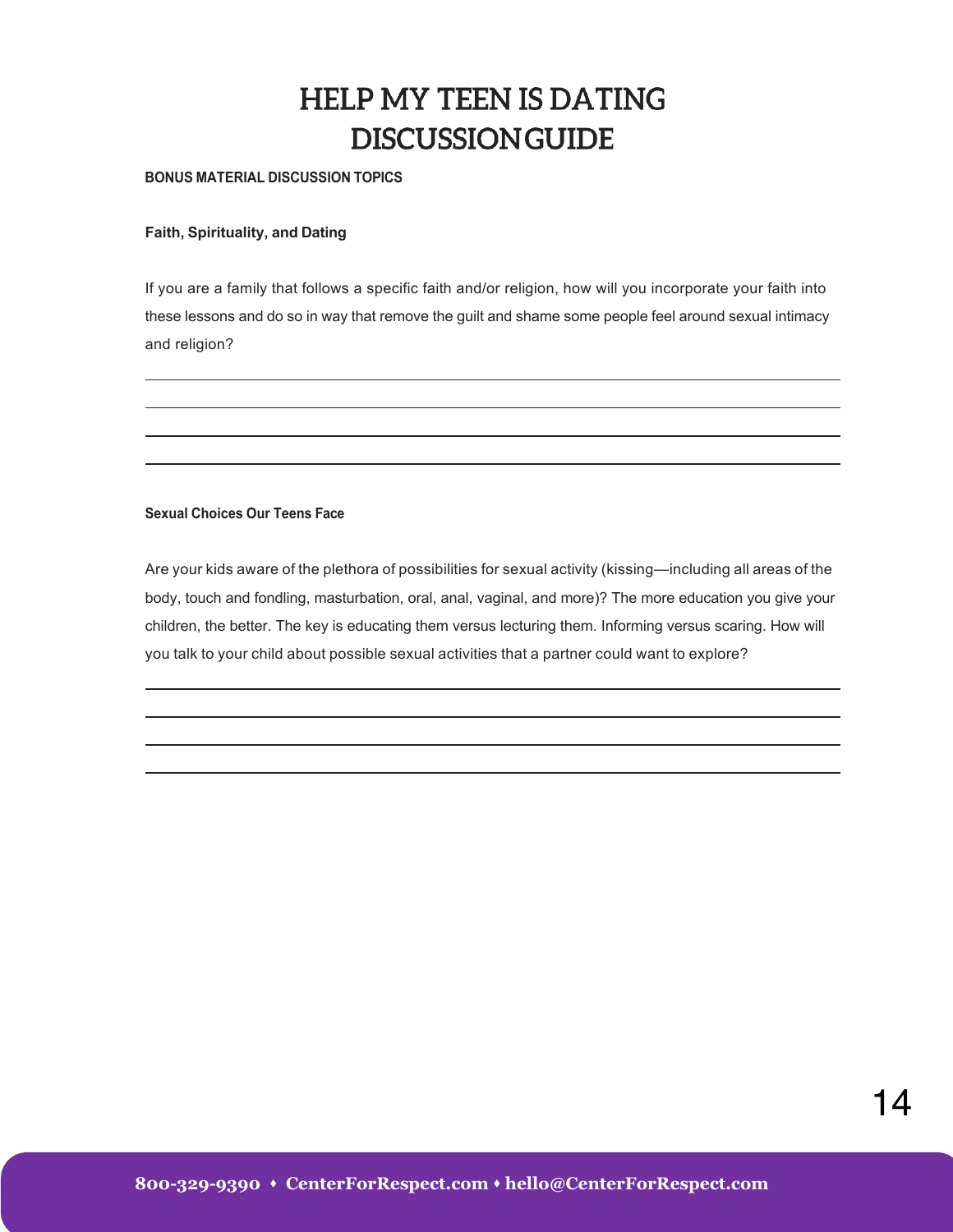# HELP MY TEEN IS DATING DISCUSSIONGUIDE

**BONUS MATERIAL DISCUSSION TOPICS**

**Faith, Spirituality, and Dating**

If you are a family that follows a specific faith and/or religion, how will you incorporate your faith into these lessons and do so in way that remove the guilt and shame some people feel around sexual intimacy and religion?

**Sexual Choices Our Teens Face**

Are your kids aware of the plethora of possibilities for sexual activity (kissing—including all areas of the body, touch and fondling, masturbation, oral, anal, vaginal, and more)? The more education you give your children, the better. The key is educating them versus lecturing them. Informing versus scaring. How will you talk to your child about possible sexual activities that a partner could want to explore?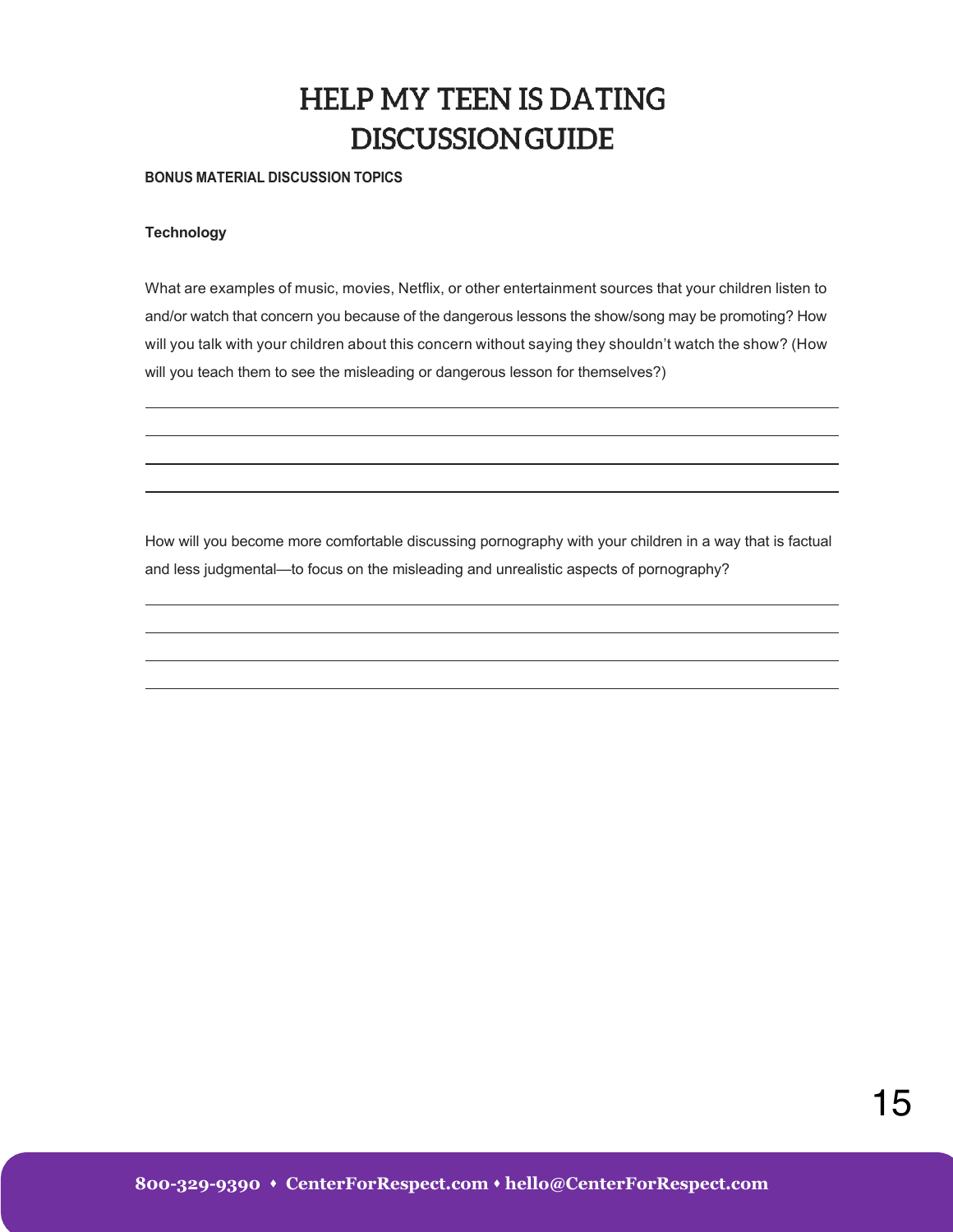# HELP MY TEEN IS DATING DISCUSSION GUIDE

**BONUS MATERIAL DISCUSSION TOPICS**

**Technology**

What are examples of music, movies, Netflix, or other entertainment sources that your children listen to and/or watch that concern you because of the dangerous lessons the show/song may be promoting? How will you talk with your children about this concern without saying they shouldn't watch the show? (How will you teach them to see the misleading or dangerous lesson for themselves?)

How will you become more comfortable discussing pornography with your children in a way that is factual and less judgmental—to focus on the misleading and unrealistic aspects of pornography?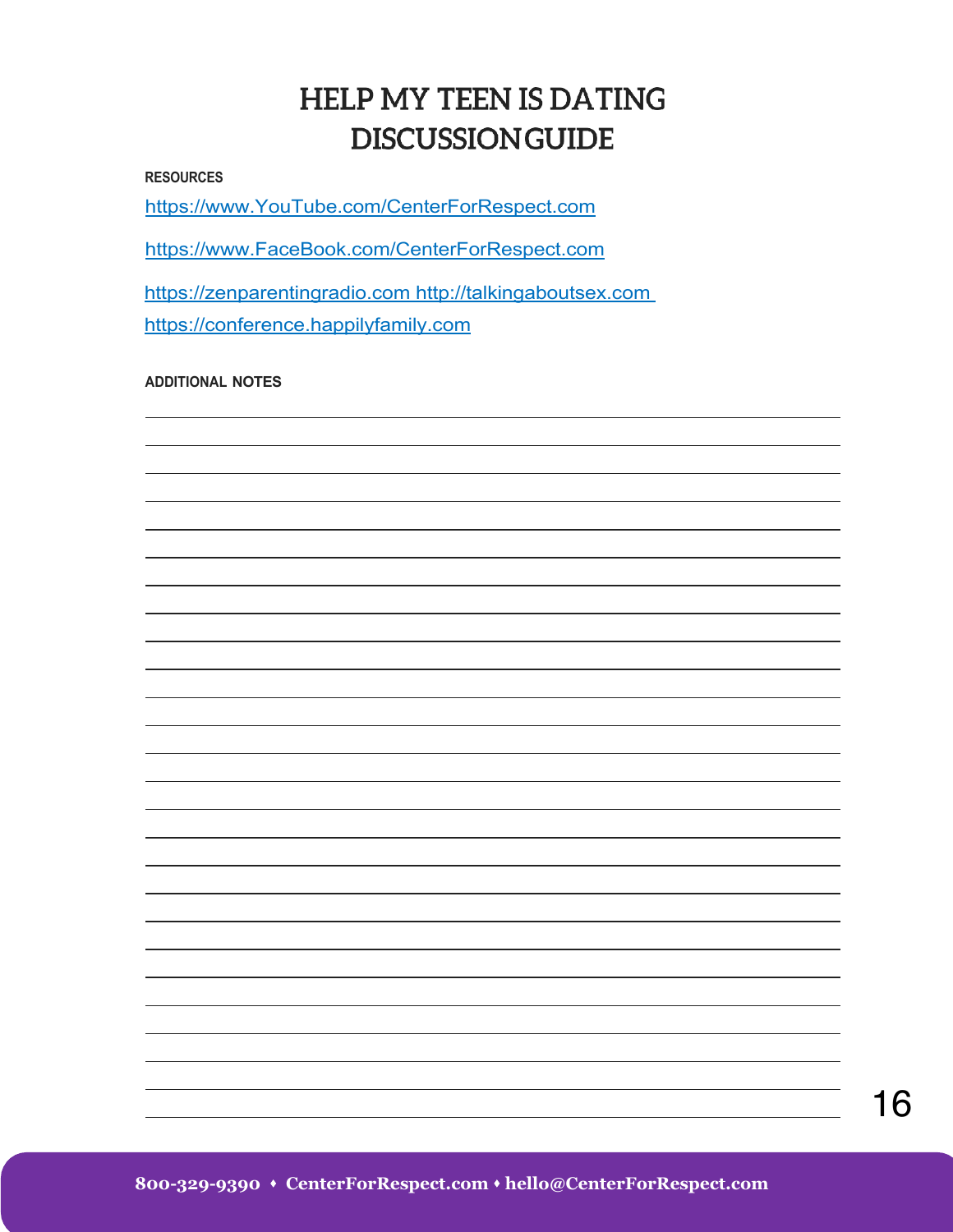# HELP MY TEEN IS DATING DISCUSSION GUIDE

**RESOURCES**

https://www.YouTube.com/CenterForRespect.com

https://www.FaceBook.com/CenterForRespect.com

https://zenparentingradio.com http://talkingaboutsex.com

https://conference.happilyfamily.com

**ADDITIONAL NOTES**

800-329-9390 ♦ CenterForRespect.com ♦ hello@CenterForRespect.com